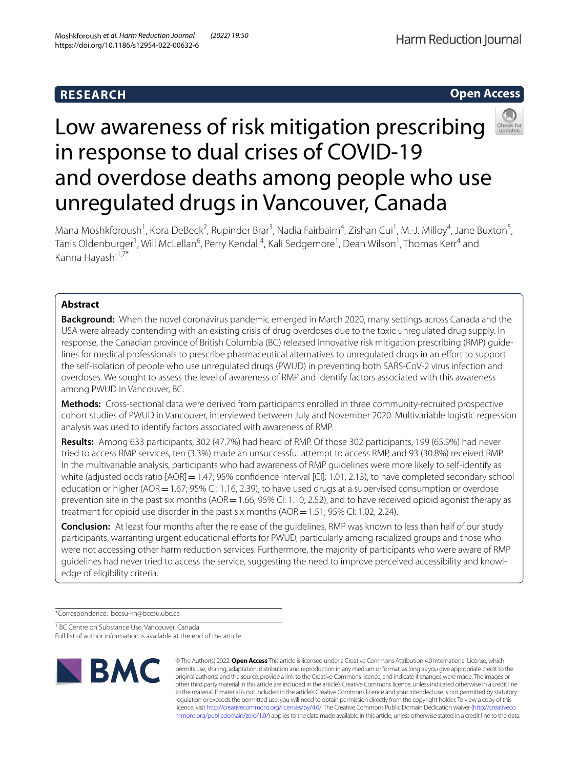**RESEARCH** | **Open Access**

# Low awareness of risk mitigation prescribing in response to dual crises of COVID-19 and overdose deaths among people who use unregulated drugs in Vancouver, Canada

Mana Moshkforoush[1], Kora DeBeck[2], Rupinder Brar[3], Nadia Fairbairn[4], Zishan Cui[1], M.-J. Milloy[4], Jane Buxton[5], Tanis Oldenburger[1], Will McLellan[6], Perry Kendall[4], Kali Sedgemore[1], Dean Wilson[1], Thomas Kerr[4] and Kanna Hayashi[1,7*]

## Abstract

**Background:** When the novel coronavirus pandemic emerged in March 2020, many settings across Canada and the USA were already contending with an existing crisis of drug overdoses due to the toxic unregulated drug supply. In response, the Canadian province of British Columbia (BC) released innovative risk mitigation prescribing (RMP) guidelines for medical professionals to prescribe pharmaceutical alternatives to unregulated drugs in an effort to support the self-isolation of people who use unregulated drugs (PWUD) in preventing both SARS-CoV-2 virus infection and overdoses. We sought to assess the level of awareness of RMP and identify factors associated with this awareness among PWUD in Vancouver, BC.

**Methods:** Cross-sectional data were derived from participants enrolled in three community-recruited prospective cohort studies of PWUD in Vancouver, interviewed between July and November 2020. Multivariable logistic regression analysis was used to identify factors associated with awareness of RMP.

**Results:** Among 633 participants, 302 (47.7%) had heard of RMP. Of those 302 participants, 199 (65.9%) had never tried to access RMP services, ten (3.3%) made an unsuccessful attempt to access RMP, and 93 (30.8%) received RMP. In the multivariable analysis, participants who had awareness of RMP guidelines were more likely to self-identify as white (adjusted odds ratio [AOR] = 1.47; 95% confidence interval [CI]: 1.01, 2.13), to have completed secondary school education or higher (AOR = 1.67; 95% CI: 1.16, 2.39), to have used drugs at a supervised consumption or overdose prevention site in the past six months (AOR = 1.66; 95% CI: 1.10, 2.52), and to have received opioid agonist therapy as treatment for opioid use disorder in the past six months (AOR = 1.51; 95% CI: 1.02, 2.24).

**Conclusion:** At least four months after the release of the guidelines, RMP was known to less than half of our study participants, warranting urgent educational efforts for PWUD, particularly among racialized groups and those who were not accessing other harm reduction services. Furthermore, the majority of participants who were aware of RMP guidelines had never tried to access the service, suggesting the need to improve perceived accessibility and knowledge of eligibility criteria.

*Correspondence: bccsu-kh@bccsu.ubc.ca

[1] BC Centre on Substance Use, Vancouver, Canada
Full list of author information is available at the end of the article

© The Author(s) 2022. **Open Access** This article is licensed under a Creative Commons Attribution 4.0 International License, which permits use, sharing, adaptation, distribution and reproduction in any medium or format, as long as you give appropriate credit to the original author(s) and the source, provide a link to the Creative Commons licence, and indicate if changes were made. The images or other third party material in this article are included in the article's Creative Commons licence, unless indicated otherwise in a credit line to the material. If material is not included in the article's Creative Commons licence and your intended use is not permitted by statutory regulation or exceeds the permitted use, you will need to obtain permission directly from the copyright holder. To view a copy of this licence, visit http://creativecommons.org/licenses/by/4.0/. The Creative Commons Public Domain Dedication waiver (http://creativecommons.org/publicdomain/zero/1.0/) applies to the data made available in this article, unless otherwise stated in a credit line to the data.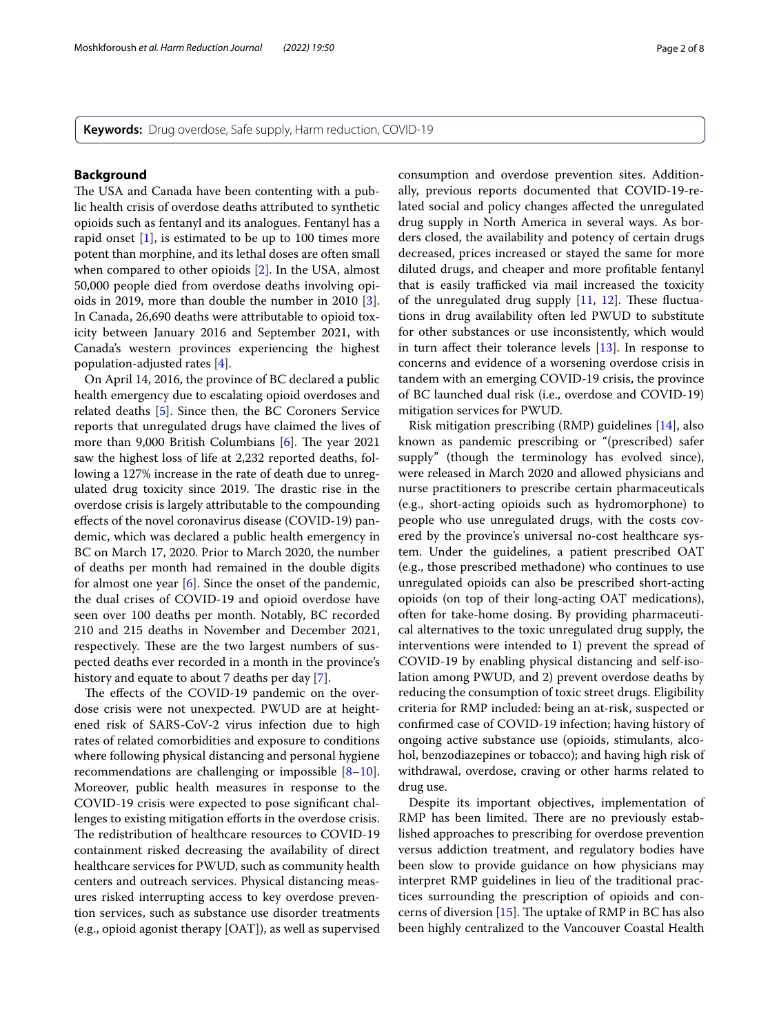**Keywords:** Drug overdose, Safe supply, Harm reduction, COVID-19

## Background

The USA and Canada have been contending with a public health crisis of overdose deaths attributed to synthetic opioids such as fentanyl and its analogues. Fentanyl has a rapid onset [1], is estimated to be up to 100 times more potent than morphine, and its lethal doses are often small when compared to other opioids [2]. In the USA, almost 50,000 people died from overdose deaths involving opioids in 2019, more than double the number in 2010 [3]. In Canada, 26,690 deaths were attributable to opioid toxicity between January 2016 and September 2021, with Canada's western provinces experiencing the highest population-adjusted rates [4].

On April 14, 2016, the province of BC declared a public health emergency due to escalating opioid overdoses and related deaths [5]. Since then, the BC Coroners Service reports that unregulated drugs have claimed the lives of more than 9,000 British Columbians [6]. The year 2021 saw the highest loss of life at 2,232 reported deaths, following a 127% increase in the rate of death due to unregulated drug toxicity since 2019. The drastic rise in the overdose crisis is largely attributable to the compounding effects of the novel coronavirus disease (COVID-19) pandemic, which was declared a public health emergency in BC on March 17, 2020. Prior to March 2020, the number of deaths per month had remained in the double digits for almost one year [6]. Since the onset of the pandemic, the dual crises of COVID-19 and opioid overdose have seen over 100 deaths per month. Notably, BC recorded 210 and 215 deaths in November and December 2021, respectively. These are the two largest numbers of suspected deaths ever recorded in a month in the province's history and equate to about 7 deaths per day [7].

The effects of the COVID-19 pandemic on the overdose crisis were not unexpected. PWUD are at heightened risk of SARS-CoV-2 virus infection due to high rates of related comorbidities and exposure to conditions where following physical distancing and personal hygiene recommendations are challenging or impossible [8–10]. Moreover, public health measures in response to the COVID-19 crisis were expected to pose significant challenges to existing mitigation efforts in the overdose crisis. The redistribution of healthcare resources to COVID-19 containment risked decreasing the availability of direct healthcare services for PWUD, such as community health centers and outreach services. Physical distancing measures risked interrupting access to key overdose prevention services, such as substance use disorder treatments (e.g., opioid agonist therapy [OAT]), as well as supervised consumption and overdose prevention sites. Additionally, previous reports documented that COVID-19-related social and policy changes affected the unregulated drug supply in North America in several ways. As borders closed, the availability and potency of certain drugs decreased, prices increased or stayed the same for more diluted drugs, and cheaper and more profitable fentanyl that is easily trafficked via mail increased the toxicity of the unregulated drug supply [11, 12]. These fluctuations in drug availability often led PWUD to substitute for other substances or use inconsistently, which would in turn affect their tolerance levels [13]. In response to concerns and evidence of a worsening overdose crisis in tandem with an emerging COVID-19 crisis, the province of BC launched dual risk (i.e., overdose and COVID-19) mitigation services for PWUD.

Risk mitigation prescribing (RMP) guidelines [14], also known as pandemic prescribing or "(prescribed) safer supply" (though the terminology has evolved since), were released in March 2020 and allowed physicians and nurse practitioners to prescribe certain pharmaceuticals (e.g., short-acting opioids such as hydromorphone) to people who use unregulated drugs, with the costs covered by the province's universal no-cost healthcare system. Under the guidelines, a patient prescribed OAT (e.g., those prescribed methadone) who continues to use unregulated opioids can also be prescribed short-acting opioids (on top of their long-acting OAT medications), often for take-home dosing. By providing pharmaceutical alternatives to the toxic unregulated drug supply, the interventions were intended to 1) prevent the spread of COVID-19 by enabling physical distancing and self-isolation among PWUD, and 2) prevent overdose deaths by reducing the consumption of toxic street drugs. Eligibility criteria for RMP included: being an at-risk, suspected or confirmed case of COVID-19 infection; having history of ongoing active substance use (opioids, stimulants, alcohol, benzodiazepines or tobacco); and having high risk of withdrawal, overdose, craving or other harms related to drug use.

Despite its important objectives, implementation of RMP has been limited. There are no previously established approaches to prescribing for overdose prevention versus addiction treatment, and regulatory bodies have been slow to provide guidance on how physicians may interpret RMP guidelines in lieu of the traditional practices surrounding the prescription of opioids and concerns of diversion [15]. The uptake of RMP in BC has also been highly centralized to the Vancouver Coastal Health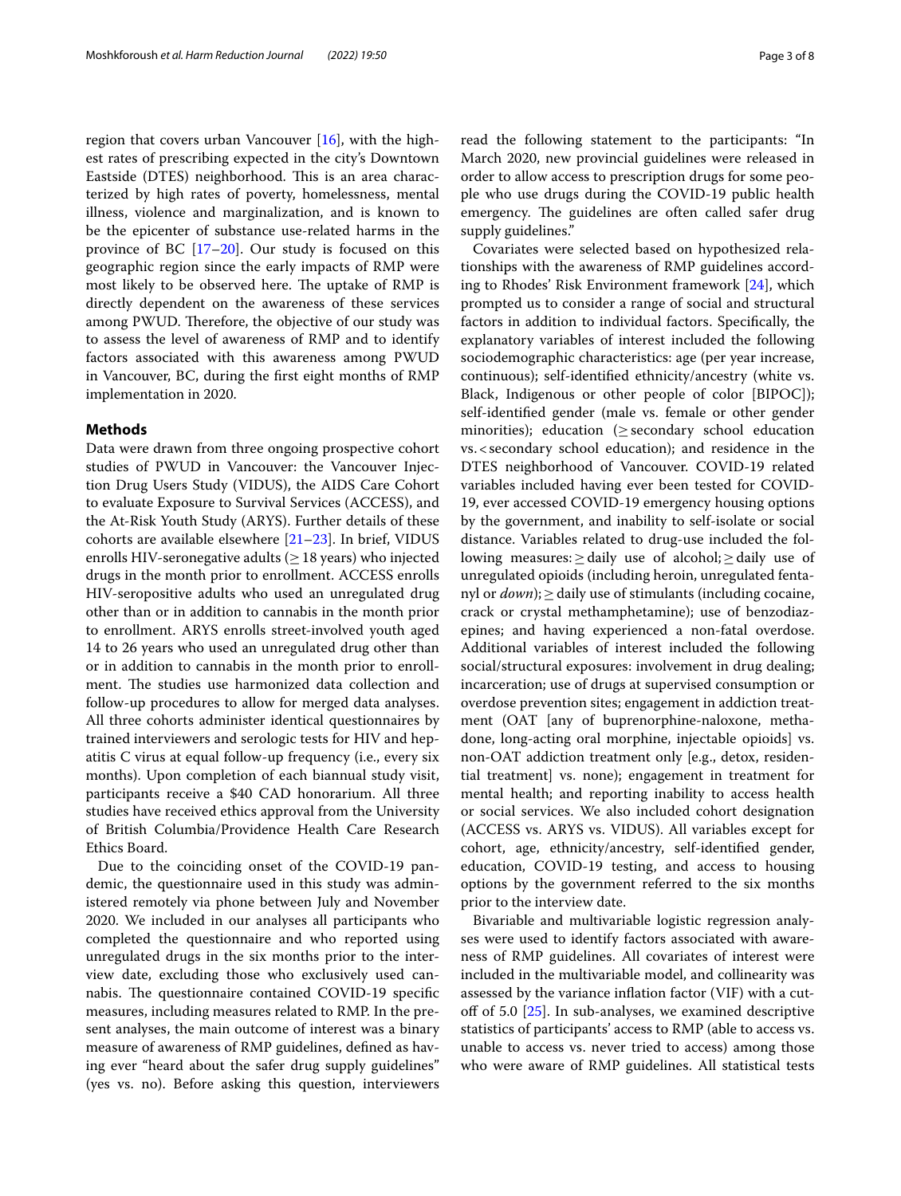region that covers urban Vancouver [16], with the highest rates of prescribing expected in the city's Downtown Eastside (DTES) neighborhood. This is an area characterized by high rates of poverty, homelessness, mental illness, violence and marginalization, and is known to be the epicenter of substance use-related harms in the province of BC [17–20]. Our study is focused on this geographic region since the early impacts of RMP were most likely to be observed here. The uptake of RMP is directly dependent on the awareness of these services among PWUD. Therefore, the objective of our study was to assess the level of awareness of RMP and to identify factors associated with this awareness among PWUD in Vancouver, BC, during the first eight months of RMP implementation in 2020.

## Methods

Data were drawn from three ongoing prospective cohort studies of PWUD in Vancouver: the Vancouver Injection Drug Users Study (VIDUS), the AIDS Care Cohort to evaluate Exposure to Survival Services (ACCESS), and the At-Risk Youth Study (ARYS). Further details of these cohorts are available elsewhere [21–23]. In brief, VIDUS enrolls HIV-seronegative adults (≥ 18 years) who injected drugs in the month prior to enrollment. ACCESS enrolls HIV-seropositive adults who used an unregulated drug other than or in addition to cannabis in the month prior to enrollment. ARYS enrolls street-involved youth aged 14 to 26 years who used an unregulated drug other than or in addition to cannabis in the month prior to enrollment. The studies use harmonized data collection and follow-up procedures to allow for merged data analyses. All three cohorts administer identical questionnaires by trained interviewers and serologic tests for HIV and hepatitis C virus at equal follow-up frequency (i.e., every six months). Upon completion of each biannual study visit, participants receive a $40 CAD honorarium. All three studies have received ethics approval from the University of British Columbia/Providence Health Care Research Ethics Board.

Due to the coinciding onset of the COVID-19 pandemic, the questionnaire used in this study was administered remotely via phone between July and November 2020. We included in our analyses all participants who completed the questionnaire and who reported using unregulated drugs in the six months prior to the interview date, excluding those who exclusively used cannabis. The questionnaire contained COVID-19 specific measures, including measures related to RMP. In the present analyses, the main outcome of interest was a binary measure of awareness of RMP guidelines, defined as having ever "heard about the safer drug supply guidelines" (yes vs. no). Before asking this question, interviewers read the following statement to the participants: "In March 2020, new provincial guidelines were released in order to allow access to prescription drugs for some people who use drugs during the COVID-19 public health emergency. The guidelines are often called safer drug supply guidelines."

Covariates were selected based on hypothesized relationships with the awareness of RMP guidelines according to Rhodes' Risk Environment framework [24], which prompted us to consider a range of social and structural factors in addition to individual factors. Specifically, the explanatory variables of interest included the following sociodemographic characteristics: age (per year increase, continuous); self-identified ethnicity/ancestry (white vs. Black, Indigenous or other people of color [BIPOC]); self-identified gender (male vs. female or other gender minorities); education (≥ secondary school education vs. < secondary school education); and residence in the DTES neighborhood of Vancouver. COVID-19 related variables included having ever been tested for COVID-19, ever accessed COVID-19 emergency housing options by the government, and inability to self-isolate or social distance. Variables related to drug-use included the following measures: ≥ daily use of alcohol; ≥ daily use of unregulated opioids (including heroin, unregulated fentanyl or *down*); ≥ daily use of stimulants (including cocaine, crack or crystal methamphetamine); use of benzodiazepines; and having experienced a non-fatal overdose. Additional variables of interest included the following social/structural exposures: involvement in drug dealing; incarceration; use of drugs at supervised consumption or overdose prevention sites; engagement in addiction treatment (OAT [any of buprenorphine-naloxone, methadone, long-acting oral morphine, injectable opioids] vs. non-OAT addiction treatment only [e.g., detox, residential treatment] vs. none); engagement in treatment for mental health; and reporting inability to access health or social services. We also included cohort designation (ACCESS vs. ARYS vs. VIDUS). All variables except for cohort, age, ethnicity/ancestry, self-identified gender, education, COVID-19 testing, and access to housing options by the government referred to the six months prior to the interview date.

Bivariable and multivariable logistic regression analyses were used to identify factors associated with awareness of RMP guidelines. All covariates of interest were included in the multivariable model, and collinearity was assessed by the variance inflation factor (VIF) with a cut-off of 5.0 [25]. In sub-analyses, we examined descriptive statistics of participants' access to RMP (able to access vs. unable to access vs. never tried to access) among those who were aware of RMP guidelines. All statistical tests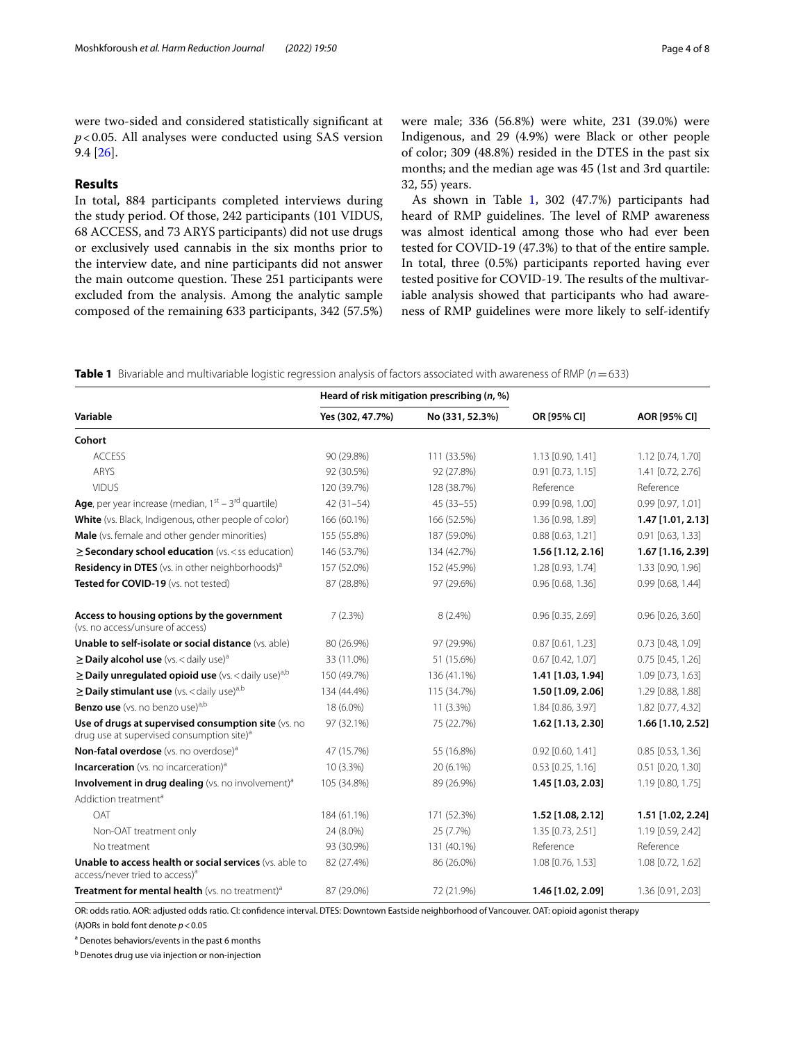were two-sided and considered statistically significant at $p < 0.05$. All analyses were conducted using SAS version 9.4 [26].

## Results

In total, 884 participants completed interviews during the study period. Of those, 242 participants (101 VIDUS, 68 ACCESS, and 73 ARYS participants) did not use drugs or exclusively used cannabis in the six months prior to the interview date, and nine participants did not answer the main outcome question. These 251 participants were excluded from the analysis. Among the analytic sample composed of the remaining 633 participants, 342 (57.5%) were male; 336 (56.8%) were white, 231 (39.0%) were Indigenous, and 29 (4.9%) were Black or other people of color; 309 (48.8%) resided in the DTES in the past six months; and the median age was 45 (1st and 3rd quartile: 32, 55) years.

As shown in Table 1, 302 (47.7%) participants had heard of RMP guidelines. The level of RMP awareness was almost identical among those who had ever been tested for COVID-19 (47.3%) to that of the entire sample. In total, three (0.5%) participants reported having ever tested positive for COVID-19. The results of the multivariable analysis showed that participants who had awareness of RMP guidelines were more likely to self-identify

**Table 1** Bivariable and multivariable logistic regression analysis of factors associated with awareness of RMP ($n = 633$)

| Variable | Heard of risk mitigation prescribing (n, %) | | OR [95% CI] | AOR [95% CI] |
|---|---|---|---|---|
| | Yes (302, 47.7%) | No (331, 52.3%) | | |
| **Cohort** | | | | |
| ACCESS | 90 (29.8%) | 111 (33.5%) | 1.13 [0.90, 1.41] | 1.12 [0.74, 1.70] |
| ARYS | 92 (30.5%) | 92 (27.8%) | 0.91 [0.73, 1.15] | 1.41 [0.72, 2.76] |
| VIDUS | 120 (39.7%) | 128 (38.7%) | Reference | Reference |
| **Age**, per year increase (median, 1st – 3rd quartile) | 42 (31–54) | 45 (33–55) | 0.99 [0.98, 1.00] | 0.99 [0.97, 1.01] |
| **White** (vs. Black, Indigenous, other people of color) | 166 (60.1%) | 166 (52.5%) | 1.36 [0.98, 1.89] | **1.47 [1.01, 2.13]** |
| **Male** (vs. female and other gender minorities) | 155 (55.8%) | 187 (59.0%) | 0.88 [0.63, 1.21] | 0.91 [0.63, 1.33] |
| **≥ Secondary school education** (vs. < ss education) | 146 (53.7%) | 134 (42.7%) | **1.56 [1.12, 2.16]** | **1.67 [1.16, 2.39]** |
| **Residency in DTES** (vs. in other neighborhoods)[a] | 157 (52.0%) | 152 (45.9%) | 1.28 [0.93, 1.74] | 1.33 [0.90, 1.96] |
| **Tested for COVID-19** (vs. not tested) | 87 (28.8%) | 97 (29.6%) | 0.96 [0.68, 1.36] | 0.99 [0.68, 1.44] |
| **Access to housing options by the government** (vs. no access/unsure of access) | 7 (2.3%) | 8 (2.4%) | 0.96 [0.35, 2.69] | 0.96 [0.26, 3.60] |
| **Unable to self-isolate or social distance** (vs. able) | 80 (26.9%) | 97 (29.9%) | 0.87 [0.61, 1.23] | 0.73 [0.48, 1.09] |
| **≥ Daily alcohol use** (vs. < daily use)[a] | 33 (11.0%) | 51 (15.6%) | 0.67 [0.42, 1.07] | 0.75 [0.45, 1.26] |
| **≥ Daily unregulated opioid use** (vs. < daily use)[a,b] | 150 (49.7%) | 136 (41.1%) | **1.41 [1.03, 1.94]** | 1.09 [0.73, 1.63] |
| **≥ Daily stimulant use** (vs. < daily use)[a,b] | 134 (44.4%) | 115 (34.7%) | **1.50 [1.09, 2.06]** | 1.29 [0.88, 1.88] |
| **Benzo use** (vs. no benzo use)[a,b] | 18 (6.0%) | 11 (3.3%) | 1.84 [0.86, 3.97] | 1.82 [0.77, 4.32] |
| **Use of drugs at supervised consumption site** (vs. no drug use at supervised consumption site)[a] | 97 (32.1%) | 75 (22.7%) | **1.62 [1.13, 2.30]** | **1.66 [1.10, 2.52]** |
| **Non-fatal overdose** (vs. no overdose)[a] | 47 (15.7%) | 55 (16.8%) | 0.92 [0.60, 1.41] | 0.85 [0.53, 1.36] |
| **Incarceration** (vs. no incarceration)[a] | 10 (3.3%) | 20 (6.1%) | 0.53 [0.25, 1.16] | 0.51 [0.20, 1.30] |
| **Involvement in drug dealing** (vs. no involvement)[a] | 105 (34.8%) | 89 (26.9%) | **1.45 [1.03, 2.03]** | 1.19 [0.80, 1.75] |
| Addiction treatment[a] | | | | |
| OAT | 184 (61.1%) | 171 (52.3%) | **1.52 [1.08, 2.12]** | **1.51 [1.02, 2.24]** |
| Non-OAT treatment only | 24 (8.0%) | 25 (7.7%) | 1.35 [0.73, 2.51] | 1.19 [0.59, 2.42] |
| No treatment | 93 (30.9%) | 131 (40.1%) | Reference | Reference |
| **Unable to access health or social services** (vs. able to access/never tried to access)[a] | 82 (27.4%) | 86 (26.0%) | 1.08 [0.76, 1.53] | 1.08 [0.72, 1.62] |
| **Treatment for mental health** (vs. no treatment)[a] | 87 (29.0%) | 72 (21.9%) | **1.46 [1.02, 2.09]** | 1.36 [0.91, 2.03] |

OR: odds ratio. AOR: adjusted odds ratio. CI: confidence interval. DTES: Downtown Eastside neighborhood of Vancouver. OAT: opioid agonist therapy

(A)ORs in bold font denote $p < 0.05$

[a] Denotes behaviors/events in the past 6 months

[b] Denotes drug use via injection or non-injection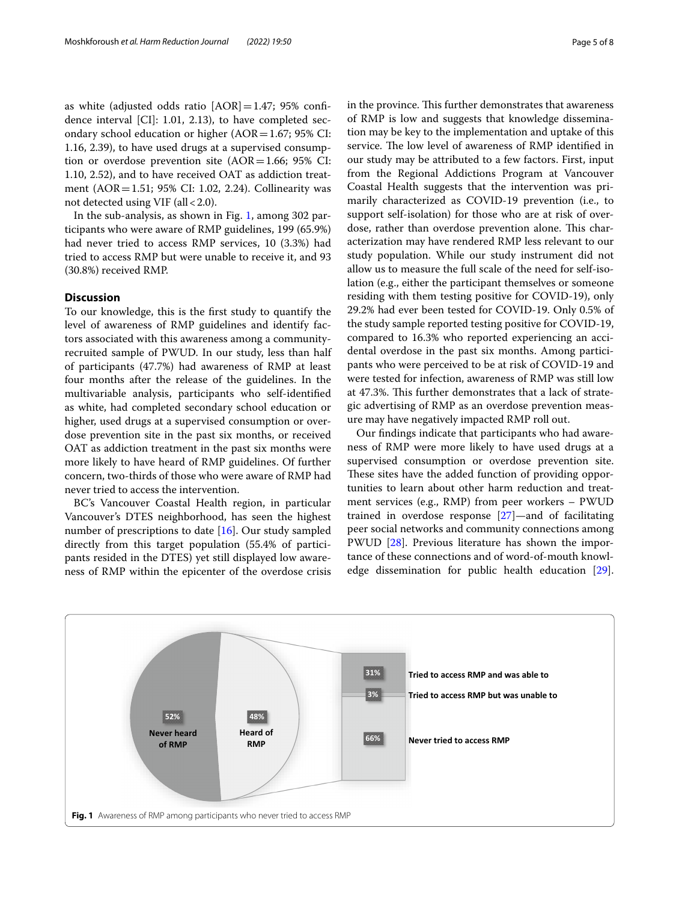as white (adjusted odds ratio [AOR] = 1.47; 95% confidence interval [CI]: 1.01, 2.13), to have completed secondary school education or higher (AOR = 1.67; 95% CI: 1.16, 2.39), to have used drugs at a supervised consumption or overdose prevention site (AOR = 1.66; 95% CI: 1.10, 2.52), and to have received OAT as addiction treatment (AOR = 1.51; 95% CI: 1.02, 2.24). Collinearity was not detected using VIF (all < 2.0).

In the sub-analysis, as shown in Fig. 1, among 302 participants who were aware of RMP guidelines, 199 (65.9%) had never tried to access RMP services, 10 (3.3%) had tried to access RMP but were unable to receive it, and 93 (30.8%) received RMP.

## Discussion

To our knowledge, this is the first study to quantify the level of awareness of RMP guidelines and identify factors associated with this awareness among a community-recruited sample of PWUD. In our study, less than half of participants (47.7%) had awareness of RMP at least four months after the release of the guidelines. In the multivariable analysis, participants who self-identified as white, had completed secondary school education or higher, used drugs at a supervised consumption or overdose prevention site in the past six months, or received OAT as addiction treatment in the past six months were more likely to have heard of RMP guidelines. Of further concern, two-thirds of those who were aware of RMP had never tried to access the intervention.

BC's Vancouver Coastal Health region, in particular Vancouver's DTES neighborhood, has seen the highest number of prescriptions to date [16]. Our study sampled directly from this target population (55.4% of participants resided in the DTES) yet still displayed low awareness of RMP within the epicenter of the overdose crisis in the province. This further demonstrates that awareness of RMP is low and suggests that knowledge dissemination may be key to the implementation and uptake of this service. The low level of awareness of RMP identified in our study may be attributed to a few factors. First, input from the Regional Addictions Program at Vancouver Coastal Health suggests that the intervention was primarily characterized as COVID-19 prevention (i.e., to support self-isolation) for those who are at risk of overdose, rather than overdose prevention alone. This characterization may have rendered RMP less relevant to our study population. While our study instrument did not allow us to measure the full scale of the need for self-isolation (e.g., either the participant themselves or someone residing with them testing positive for COVID-19), only 29.2% had ever been tested for COVID-19. Only 0.5% of the study sample reported testing positive for COVID-19, compared to 16.3% who reported experiencing an accidental overdose in the past six months. Among participants who were perceived to be at risk of COVID-19 and were tested for infection, awareness of RMP was still low at 47.3%. This further demonstrates that a lack of strategic advertising of RMP as an overdose prevention measure may have negatively impacted RMP roll out.

Our findings indicate that participants who had awareness of RMP were more likely to have used drugs at a supervised consumption or overdose prevention site. These sites have the added function of providing opportunities to learn about other harm reduction and treatment services (e.g., RMP) from peer workers – PWUD trained in overdose response [27]—and of facilitating peer social networks and community connections among PWUD [28]. Previous literature has shown the importance of these connections and of word-of-mouth knowledge dissemination for public health education [29].

**Fig. 1** Awareness of RMP among participants who never tried to access RMP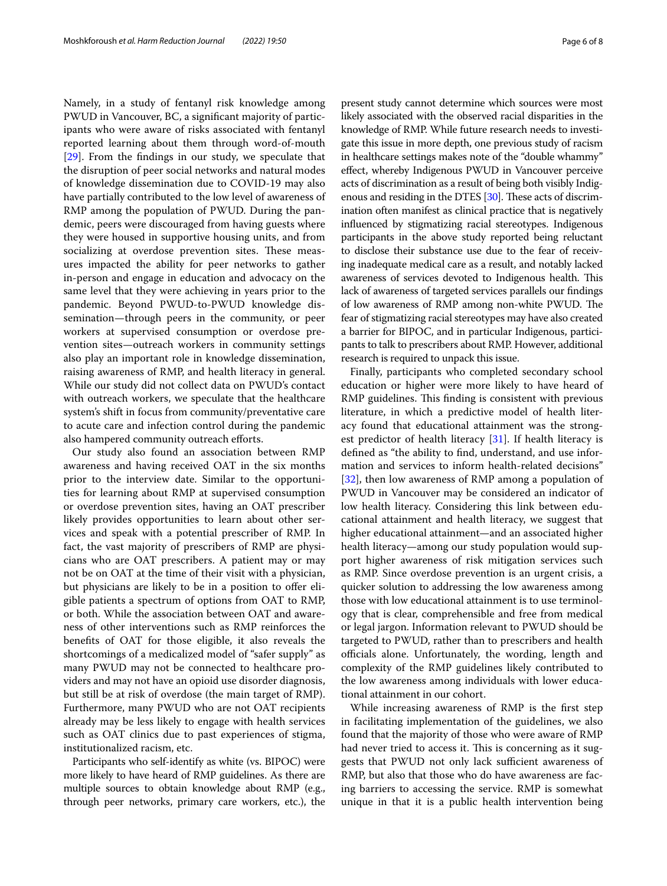Namely, in a study of fentanyl risk knowledge among PWUD in Vancouver, BC, a significant majority of participants who were aware of risks associated with fentanyl reported learning about them through word-of-mouth [29]. From the findings in our study, we speculate that the disruption of peer social networks and natural modes of knowledge dissemination due to COVID-19 may also have partially contributed to the low level of awareness of RMP among the population of PWUD. During the pandemic, peers were discouraged from having guests where they were housed in supportive housing units, and from socializing at overdose prevention sites. These measures impacted the ability for peer networks to gather in-person and engage in education and advocacy on the same level that they were achieving in years prior to the pandemic. Beyond PWUD-to-PWUD knowledge dissemination—through peers in the community, or peer workers at supervised consumption or overdose prevention sites—outreach workers in community settings also play an important role in knowledge dissemination, raising awareness of RMP, and health literacy in general. While our study did not collect data on PWUD's contact with outreach workers, we speculate that the healthcare system's shift in focus from community/preventative care to acute care and infection control during the pandemic also hampered community outreach efforts.

Our study also found an association between RMP awareness and having received OAT in the six months prior to the interview date. Similar to the opportunities for learning about RMP at supervised consumption or overdose prevention sites, having an OAT prescriber likely provides opportunities to learn about other services and speak with a potential prescriber of RMP. In fact, the vast majority of prescribers of RMP are physicians who are OAT prescribers. A patient may or may not be on OAT at the time of their visit with a physician, but physicians are likely to be in a position to offer eligible patients a spectrum of options from OAT to RMP, or both. While the association between OAT and awareness of other interventions such as RMP reinforces the benefits of OAT for those eligible, it also reveals the shortcomings of a medicalized model of "safer supply" as many PWUD may not be connected to healthcare providers and may not have an opioid use disorder diagnosis, but still be at risk of overdose (the main target of RMP). Furthermore, many PWUD who are not OAT recipients already may be less likely to engage with health services such as OAT clinics due to past experiences of stigma, institutionalized racism, etc.

Participants who self-identify as white (vs. BIPOC) were more likely to have heard of RMP guidelines. As there are multiple sources to obtain knowledge about RMP (e.g., through peer networks, primary care workers, etc.), the present study cannot determine which sources were most likely associated with the observed racial disparities in the knowledge of RMP. While future research needs to investigate this issue in more depth, one previous study of racism in healthcare settings makes note of the "double whammy" effect, whereby Indigenous PWUD in Vancouver perceive acts of discrimination as a result of being both visibly Indigenous and residing in the DTES [30]. These acts of discrimination often manifest as clinical practice that is negatively influenced by stigmatizing racial stereotypes. Indigenous participants in the above study reported being reluctant to disclose their substance use due to the fear of receiving inadequate medical care as a result, and notably lacked awareness of services devoted to Indigenous health. This lack of awareness of targeted services parallels our findings of low awareness of RMP among non-white PWUD. The fear of stigmatizing racial stereotypes may have also created a barrier for BIPOC, and in particular Indigenous, participants to talk to prescribers about RMP. However, additional research is required to unpack this issue.

Finally, participants who completed secondary school education or higher were more likely to have heard of RMP guidelines. This finding is consistent with previous literature, in which a predictive model of health literacy found that educational attainment was the strongest predictor of health literacy [31]. If health literacy is defined as "the ability to find, understand, and use information and services to inform health-related decisions" [32], then low awareness of RMP among a population of PWUD in Vancouver may be considered an indicator of low health literacy. Considering this link between educational attainment and health literacy, we suggest that higher educational attainment—and an associated higher health literacy—among our study population would support higher awareness of risk mitigation services such as RMP. Since overdose prevention is an urgent crisis, a quicker solution to addressing the low awareness among those with low educational attainment is to use terminology that is clear, comprehensible and free from medical or legal jargon. Information relevant to PWUD should be targeted to PWUD, rather than to prescribers and health officials alone. Unfortunately, the wording, length and complexity of the RMP guidelines likely contributed to the low awareness among individuals with lower educational attainment in our cohort.

While increasing awareness of RMP is the first step in facilitating implementation of the guidelines, we also found that the majority of those who were aware of RMP had never tried to access it. This is concerning as it suggests that PWUD not only lack sufficient awareness of RMP, but also that those who do have awareness are facing barriers to accessing the service. RMP is somewhat unique in that it is a public health intervention being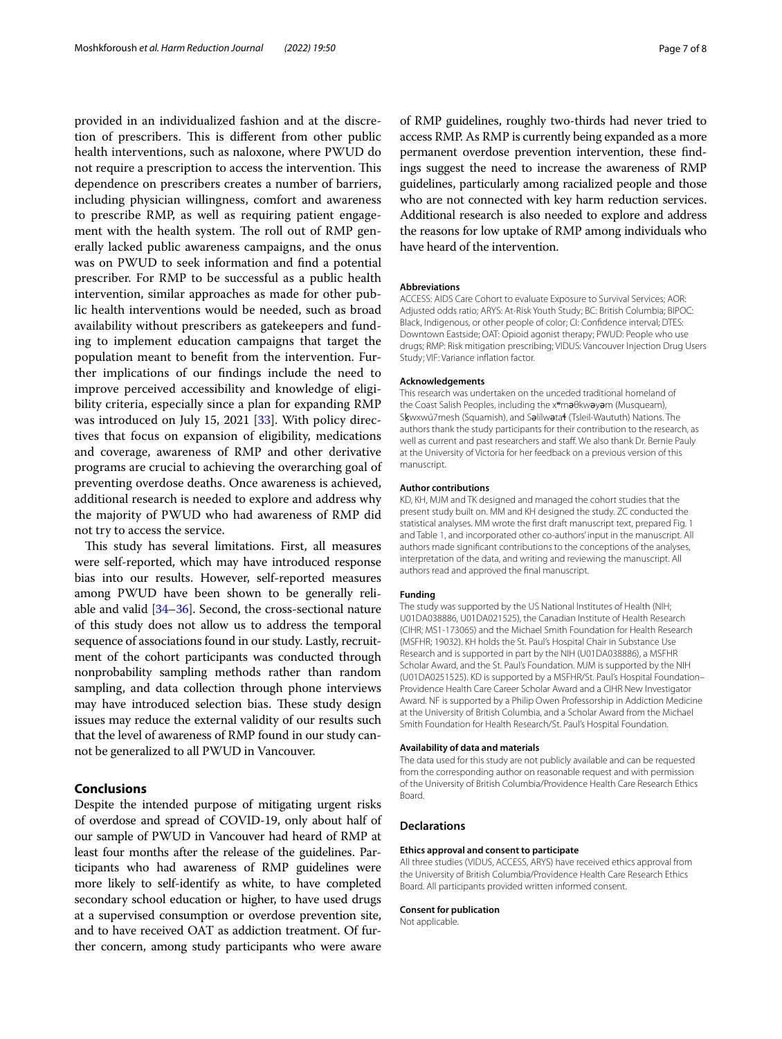provided in an individualized fashion and at the discretion of prescribers. This is different from other public health interventions, such as naloxone, where PWUD do not require a prescription to access the intervention. This dependence on prescribers creates a number of barriers, including physician willingness, comfort and awareness to prescribe RMP, as well as requiring patient engagement with the health system. The roll out of RMP generally lacked public awareness campaigns, and the onus was on PWUD to seek information and find a potential prescriber. For RMP to be successful as a public health intervention, similar approaches as made for other public health interventions would be needed, such as broad availability without prescribers as gatekeepers and funding to implement education campaigns that target the population meant to benefit from the intervention. Further implications of our findings include the need to improve perceived accessibility and knowledge of eligibility criteria, especially since a plan for expanding RMP was introduced on July 15, 2021 [33]. With policy directives that focus on expansion of eligibility, medications and coverage, awareness of RMP and other derivative programs are crucial to achieving the overarching goal of preventing overdose deaths. Once awareness is achieved, additional research is needed to explore and address why the majority of PWUD who had awareness of RMP did not try to access the service.

This study has several limitations. First, all measures were self-reported, which may have introduced response bias into our results. However, self-reported measures among PWUD have been shown to be generally reliable and valid [34–36]. Second, the cross-sectional nature of this study does not allow us to address the temporal sequence of associations found in our study. Lastly, recruitment of the cohort participants was conducted through nonprobability sampling methods rather than random sampling, and data collection through phone interviews may have introduced selection bias. These study design issues may reduce the external validity of our results such that the level of awareness of RMP found in our study cannot be generalized to all PWUD in Vancouver.

## Conclusions

Despite the intended purpose of mitigating urgent risks of overdose and spread of COVID-19, only about half of our sample of PWUD in Vancouver had heard of RMP at least four months after the release of the guidelines. Participants who had awareness of RMP guidelines were more likely to self-identify as white, to have completed secondary school education or higher, to have used drugs at a supervised consumption or overdose prevention site, and to have received OAT as addiction treatment. Of further concern, among study participants who were aware of RMP guidelines, roughly two-thirds had never tried to access RMP. As RMP is currently being expanded as a more permanent overdose prevention intervention, these findings suggest the need to increase the awareness of RMP guidelines, particularly among racialized people and those who are not connected with key harm reduction services. Additional research is also needed to explore and address the reasons for low uptake of RMP among individuals who have heard of the intervention.

#### Abbreviations

ACCESS: AIDS Care Cohort to evaluate Exposure to Survival Services; AOR: Adjusted odds ratio; ARYS: At-Risk Youth Study; BC: British Columbia; BIPOC: Black, Indigenous, or other people of color; CI: Confidence interval; DTES: Downtown Eastside; OAT: Opioid agonist therapy; PWUD: People who use drugs; RMP: Risk mitigation prescribing; VIDUS: Vancouver Injection Drug Users Study; VIF: Variance inflation factor.

#### Acknowledgements

This research was undertaken on the unceded traditional homeland of the Coast Salish Peoples, including the xʷməθkʷəy̓əm (Musqueam), Sḵwxwú7mesh (Squamish), and Səlílwətaɬ (Tsleil-Waututh) Nations. The authors thank the study participants for their contribution to the research, as well as current and past researchers and staff. We also thank Dr. Bernie Pauly at the University of Victoria for her feedback on a previous version of this manuscript.

#### Author contributions

KD, KH, MJM and TK designed and managed the cohort studies that the present study built on. MM and KH designed the study. ZC conducted the statistical analyses. MM wrote the first draft manuscript text, prepared Fig. 1 and Table 1, and incorporated other co-authors' input in the manuscript. All authors made significant contributions to the conceptions of the analyses, interpretation of the data, and writing and reviewing the manuscript. All authors read and approved the final manuscript.

#### Funding

The study was supported by the US National Institutes of Health (NIH; U01DA038886, U01DA021525), the Canadian Institute of Health Research (CIHR; MS1-173065) and the Michael Smith Foundation for Health Research (MSFHR; 19032). KH holds the St. Paul's Hospital Chair in Substance Use Research and is supported in part by the NIH (U01DA038886), a MSFHR Scholar Award, and the St. Paul's Foundation. MJM is supported by the NIH (U01DA0251525). KD is supported by a MSFHR/St. Paul's Hospital Foundation–Providence Health Care Career Scholar Award and a CIHR New Investigator Award. NF is supported by a Philip Owen Professorship in Addiction Medicine at the University of British Columbia, and a Scholar Award from the Michael Smith Foundation for Health Research/St. Paul's Hospital Foundation.

#### Availability of data and materials

The data used for this study are not publicly available and can be requested from the corresponding author on reasonable request and with permission of the University of British Columbia/Providence Health Care Research Ethics Board.

## Declarations

#### Ethics approval and consent to participate

All three studies (VIDUS, ACCESS, ARYS) have received ethics approval from the University of British Columbia/Providence Health Care Research Ethics Board. All participants provided written informed consent.

#### Consent for publication

Not applicable.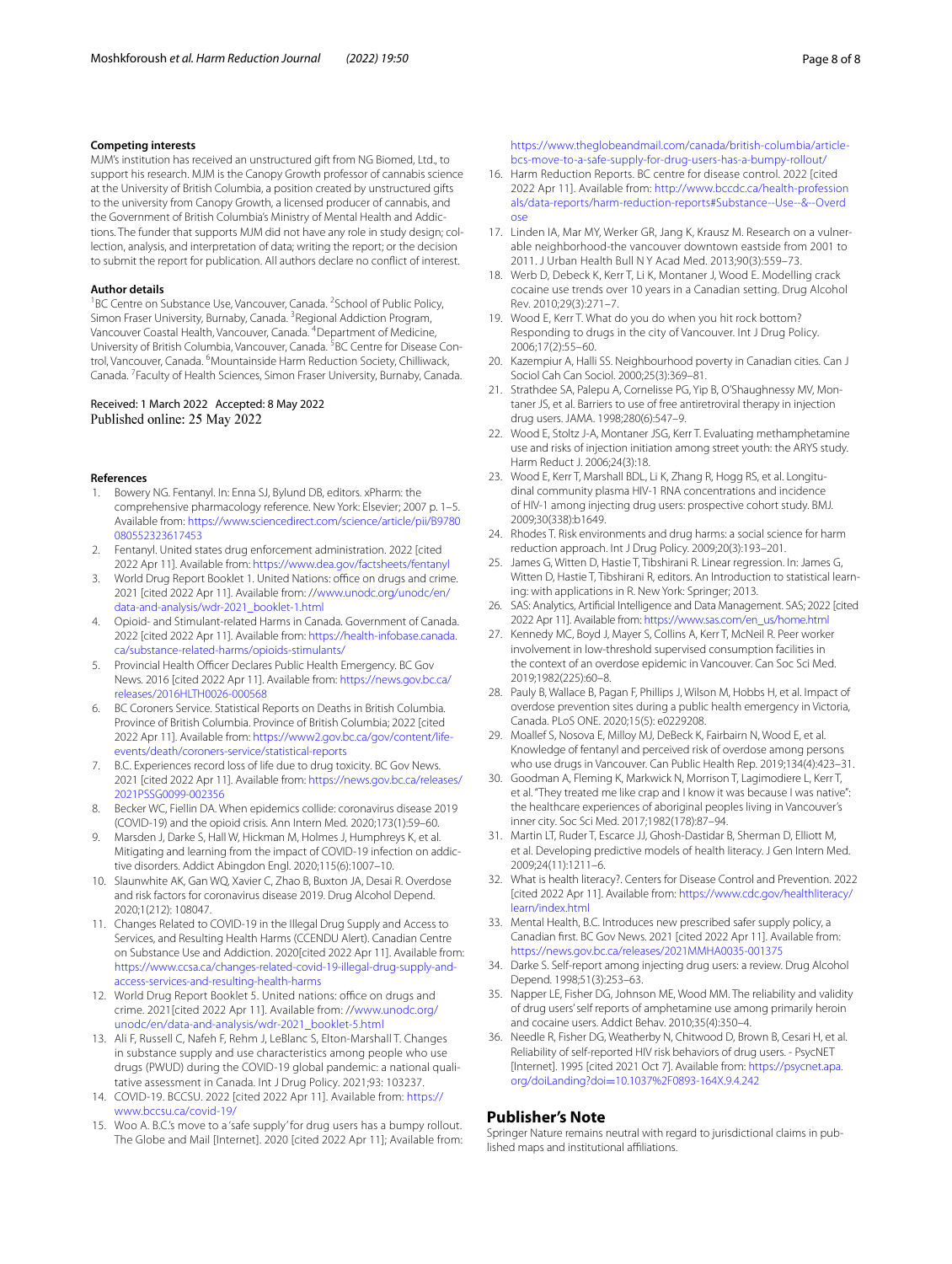### Competing interests

MJM's institution has received an unstructured gift from NG Biomed, Ltd., to support his research. MJM is the Canopy Growth professor of cannabis science at the University of British Columbia, a position created by unstructured gifts to the university from Canopy Growth, a licensed producer of cannabis, and the Government of British Columbia's Ministry of Mental Health and Addictions. The funder that supports MJM did not have any role in study design; collection, analysis, and interpretation of data; writing the report; or the decision to submit the report for publication. All authors declare no conflict of interest.

### Author details

[1]BC Centre on Substance Use, Vancouver, Canada. [2]School of Public Policy, Simon Fraser University, Burnaby, Canada. [3]Regional Addiction Program, Vancouver Coastal Health, Vancouver, Canada. [4]Department of Medicine, University of British Columbia, Vancouver, Canada. [5]BC Centre for Disease Control, Vancouver, Canada. [6]Mountainside Harm Reduction Society, Chilliwack, Canada. [7]Faculty of Health Sciences, Simon Fraser University, Burnaby, Canada.

Received: 1 March 2022 Accepted: 8 May 2022
Published online: 25 May 2022

### References

1. Bowery NG. Fentanyl. In: Enna SJ, Bylund DB, editors. xPharm: the comprehensive pharmacology reference. New York: Elsevier; 2007 p. 1–5. Available from: https://www.sciencedirect.com/science/article/pii/B9780080552323617453
2. Fentanyl. United states drug enforcement administration. 2022 [cited 2022 Apr 11]. Available from: https://www.dea.gov/factsheets/fentanyl
3. World Drug Report Booklet 1. United Nations: office on drugs and crime. 2021 [cited 2022 Apr 11]. Available from: //www.unodc.org/unodc/en/data-and-analysis/wdr-2021_booklet-1.html
4. Opioid- and Stimulant-related Harms in Canada. Government of Canada. 2022 [cited 2022 Apr 11]. Available from: https://health-infobase.canada.ca/substance-related-harms/opioids-stimulants/
5. Provincial Health Officer Declares Public Health Emergency. BC Gov News. 2016 [cited 2022 Apr 11]. Available from: https://news.gov.bc.ca/releases/2016HLTH0026-000568
6. BC Coroners Service. Statistical Reports on Deaths in British Columbia. Province of British Columbia. Province of British Columbia; 2022 [cited 2022 Apr 11]. Available from: https://www2.gov.bc.ca/gov/content/life-events/death/coroners-service/statistical-reports
7. B.C. Experiences record loss of life due to drug toxicity. BC Gov News. 2021 [cited 2022 Apr 11]. Available from: https://news.gov.bc.ca/releases/2021PSSG0099-002356
8. Becker WC, Fiellin DA. When epidemics collide: coronavirus disease 2019 (COVID-19) and the opioid crisis. Ann Intern Med. 2020;173(1):59–60.
9. Marsden J, Darke S, Hall W, Hickman M, Holmes J, Humphreys K, et al. Mitigating and learning from the impact of COVID-19 infection on addictive disorders. Addict Abingdon Engl. 2020;115(6):1007–10.
10. Slaunwhite AK, Gan WQ, Xavier C, Zhao B, Buxton JA, Desai R. Overdose and risk factors for coronavirus disease 2019. Drug Alcohol Depend. 2020;1(212): 108047.
11. Changes Related to COVID-19 in the Illegal Drug Supply and Access to Services, and Resulting Health Harms (CCENDU Alert). Canadian Centre on Substance Use and Addiction. 2020[cited 2022 Apr 11]. Available from: https://www.ccsa.ca/changes-related-covid-19-illegal-drug-supply-and-access-services-and-resulting-health-harms
12. World Drug Report Booklet 5. United nations: office on drugs and crime. 2021[cited 2022 Apr 11]. Available from: //www.unodc.org/unodc/en/data-and-analysis/wdr-2021_booklet-5.html
13. Ali F, Russell C, Nafeh F, Rehm J, LeBlanc S, Elton-Marshall T. Changes in substance supply and use characteristics among people who use drugs (PWUD) during the COVID-19 global pandemic: a national qualitative assessment in Canada. Int J Drug Policy. 2021;93: 103237.
14. COVID-19. BCCSU. 2022 [cited 2022 Apr 11]. Available from: https://www.bccsu.ca/covid-19/
15. Woo A. B.C.'s move to a 'safe supply' for drug users has a bumpy rollout. The Globe and Mail [Internet]. 2020 [cited 2022 Apr 11]; Available from: https://www.theglobeandmail.com/canada/british-columbia/article-bcs-move-to-a-safe-supply-for-drug-users-has-a-bumpy-rollout/
16. Harm Reduction Reports. BC centre for disease control. 2022 [cited 2022 Apr 11]. Available from: http://www.bccdc.ca/health-professionals/data-reports/harm-reduction-reports#Substance--Use--&--Overdose
17. Linden IA, Mar MY, Werker GR, Jang K, Krausz M. Research on a vulnerable neighborhood-the vancouver downtown eastside from 2001 to 2011. J Urban Health Bull N Y Acad Med. 2013;90(3):559–73.
18. Werb D, Debeck K, Kerr T, Li K, Montaner J, Wood E. Modelling crack cocaine use trends over 10 years in a Canadian setting. Drug Alcohol Rev. 2010;29(3):271–7.
19. Wood E, Kerr T. What do you do when you hit rock bottom? Responding to drugs in the city of Vancouver. Int J Drug Policy. 2006;17(2):55–60.
20. Kazemipur A, Halli SS. Neighbourhood poverty in Canadian cities. Can J Sociol Cah Can Sociol. 2000;25(3):369–81.
21. Strathdee SA, Palepu A, Cornelisse PG, Yip B, O'Shaughnessy MV, Montaner JS, et al. Barriers to use of free antiretroviral therapy in injection drug users. JAMA. 1998;280(6):547–9.
22. Wood E, Stoltz J-A, Montaner JSG, Kerr T. Evaluating methamphetamine use and risks of injection initiation among street youth: the ARYS study. Harm Reduct J. 2006;24(3):18.
23. Wood E, Kerr T, Marshall BDL, Li K, Zhang R, Hogg RS, et al. Longitudinal community plasma HIV-1 RNA concentrations and incidence of HIV-1 among injecting drug users: prospective cohort study. BMJ. 2009;30(338):b1649.
24. Rhodes T. Risk environments and drug harms: a social science for harm reduction approach. Int J Drug Policy. 2009;20(3):193–201.
25. James G, Witten D, Hastie T, Tibshirani R. Linear regression. In: James G, Witten D, Hastie T, Tibshirani R, editors. An Introduction to statistical learning: with applications in R. New York: Springer; 2013.
26. SAS: Analytics, Artificial Intelligence and Data Management. SAS; 2022 [cited 2022 Apr 11]. Available from: https://www.sas.com/en_us/home.html
27. Kennedy MC, Boyd J, Mayer S, Collins A, Kerr T, McNeil R. Peer worker involvement in low-threshold supervised consumption facilities in the context of an overdose epidemic in Vancouver. Can Soc Sci Med. 2019;1982(225):60–8.
28. Pauly B, Wallace B, Pagan F, Phillips J, Wilson M, Hobbs H, et al. Impact of overdose prevention sites during a public health emergency in Victoria, Canada. PLoS ONE. 2020;15(5): e0229208.
29. Moallef S, Nosova E, Milloy MJ, DeBeck K, Fairbairn N, Wood E, et al. Knowledge of fentanyl and perceived risk of overdose among persons who use drugs in Vancouver. Can Public Health Rep. 2019;134(4):423–31.
30. Goodman A, Fleming K, Markwick N, Morrison T, Lagimodiere L, Kerr T, et al. "They treated me like crap and I know it was because I was native": the healthcare experiences of aboriginal peoples living in Vancouver's inner city. Soc Sci Med. 2017;1982(178):87–94.
31. Martin LT, Ruder T, Escarce JJ, Ghosh-Dastidar B, Sherman D, Elliott M, et al. Developing predictive models of health literacy. J Gen Intern Med. 2009;24(11):1211–6.
32. What is health literacy?. Centers for Disease Control and Prevention. 2022 [cited 2022 Apr 11]. Available from: https://www.cdc.gov/healthliteracy/learn/index.html
33. Mental Health, B.C. Introduces new prescribed safer supply policy, a Canadian first. BC Gov News. 2021 [cited 2022 Apr 11]. Available from: https://news.gov.bc.ca/releases/2021MMHA0035-001375
34. Darke S. Self-report among injecting drug users: a review. Drug Alcohol Depend. 1998;51(3):253–63.
35. Napper LE, Fisher DG, Johnson ME, Wood MM. The reliability and validity of drug users' self reports of amphetamine use among primarily heroin and cocaine users. Addict Behav. 2010;35(4):350–4.
36. Needle R, Fisher DG, Weatherby N, Chitwood D, Brown B, Cesari H, et al. Reliability of self-reported HIV risk behaviors of drug users. - PsycNET [Internet]. 1995 [cited 2021 Oct 7]. Available from: https://psycnet.apa.org/doiLanding?doi=10.1037%2F0893-164X.9.4.242

## Publisher's Note

Springer Nature remains neutral with regard to jurisdictional claims in published maps and institutional affiliations.